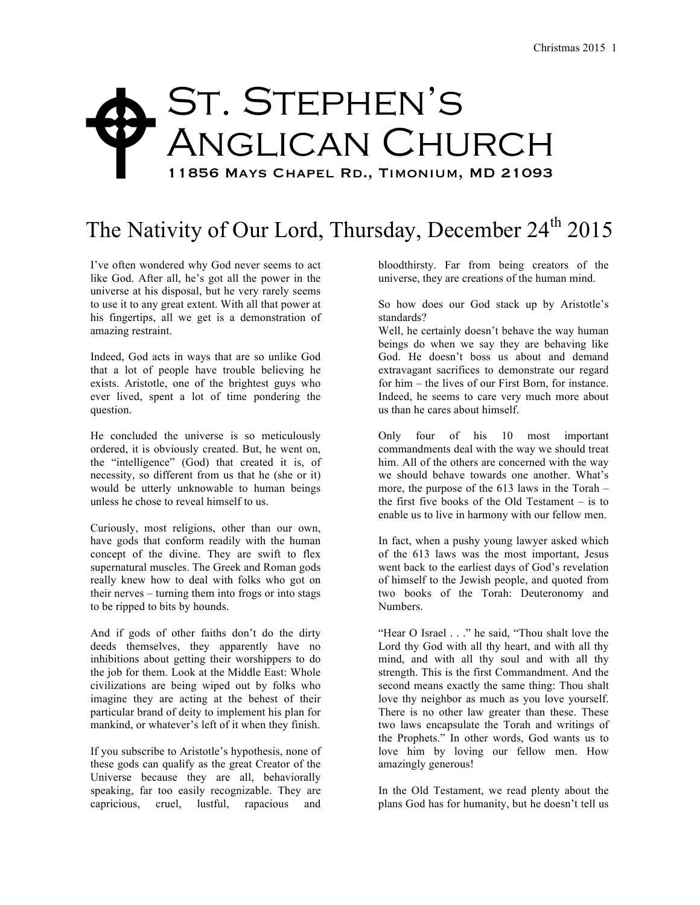# St. Stephen's Anglican Church

11856 Mays Chapel Rd., Timonium, MD 21093

## The Nativity of Our Lord, Thursday, December 24th 2015

I've often wondered why God never seems to act like God. After all, he's got all the power in the universe at his disposal, but he very rarely seems to use it to any great extent. With all that power at his fingertips, all we get is a demonstration of amazing restraint.

Indeed, God acts in ways that are so unlike God that a lot of people have trouble believing he exists. Aristotle, one of the brightest guys who ever lived, spent a lot of time pondering the question.

He concluded the universe is so meticulously ordered, it is obviously created. But, he went on, the "intelligence" (God) that created it is, of necessity, so different from us that he (she or it) would be utterly unknowable to human beings unless he chose to reveal himself to us.

Curiously, most religions, other than our own, have gods that conform readily with the human concept of the divine. They are swift to flex supernatural muscles. The Greek and Roman gods really knew how to deal with folks who got on their nerves – turning them into frogs or into stags to be ripped to bits by hounds.

And if gods of other faiths don't do the dirty deeds themselves, they apparently have no inhibitions about getting their worshippers to do the job for them. Look at the Middle East: Whole civilizations are being wiped out by folks who imagine they are acting at the behest of their particular brand of deity to implement his plan for mankind, or whatever's left of it when they finish.

If you subscribe to Aristotle's hypothesis, none of these gods can qualify as the great Creator of the Universe because they are all, behaviorally speaking, far too easily recognizable. They are capricious, cruel, lustful, rapacious and bloodthirsty. Far from being creators of the universe, they are creations of the human mind.

So how does our God stack up by Aristotle's standards?

Well, he certainly doesn't behave the way human beings do when we say they are behaving like God. He doesn't boss us about and demand extravagant sacrifices to demonstrate our regard for him – the lives of our First Born, for instance. Indeed, he seems to care very much more about us than he cares about himself.

Only four of his 10 most important commandments deal with the way we should treat him. All of the others are concerned with the way we should behave towards one another. What's more, the purpose of the 613 laws in the Torah – the first five books of the Old Testament – is to enable us to live in harmony with our fellow men.

In fact, when a pushy young lawyer asked which of the 613 laws was the most important, Jesus went back to the earliest days of God's revelation of himself to the Jewish people, and quoted from two books of the Torah: Deuteronomy and Numbers.

"Hear O Israel . . ." he said, "Thou shalt love the Lord thy God with all thy heart, and with all thy mind, and with all thy soul and with all thy strength. This is the first Commandment. And the second means exactly the same thing: Thou shalt love thy neighbor as much as you love yourself. There is no other law greater than these. These two laws encapsulate the Torah and writings of the Prophets." In other words, God wants us to love him by loving our fellow men. How amazingly generous!

In the Old Testament, we read plenty about the plans God has for humanity, but he doesn't tell us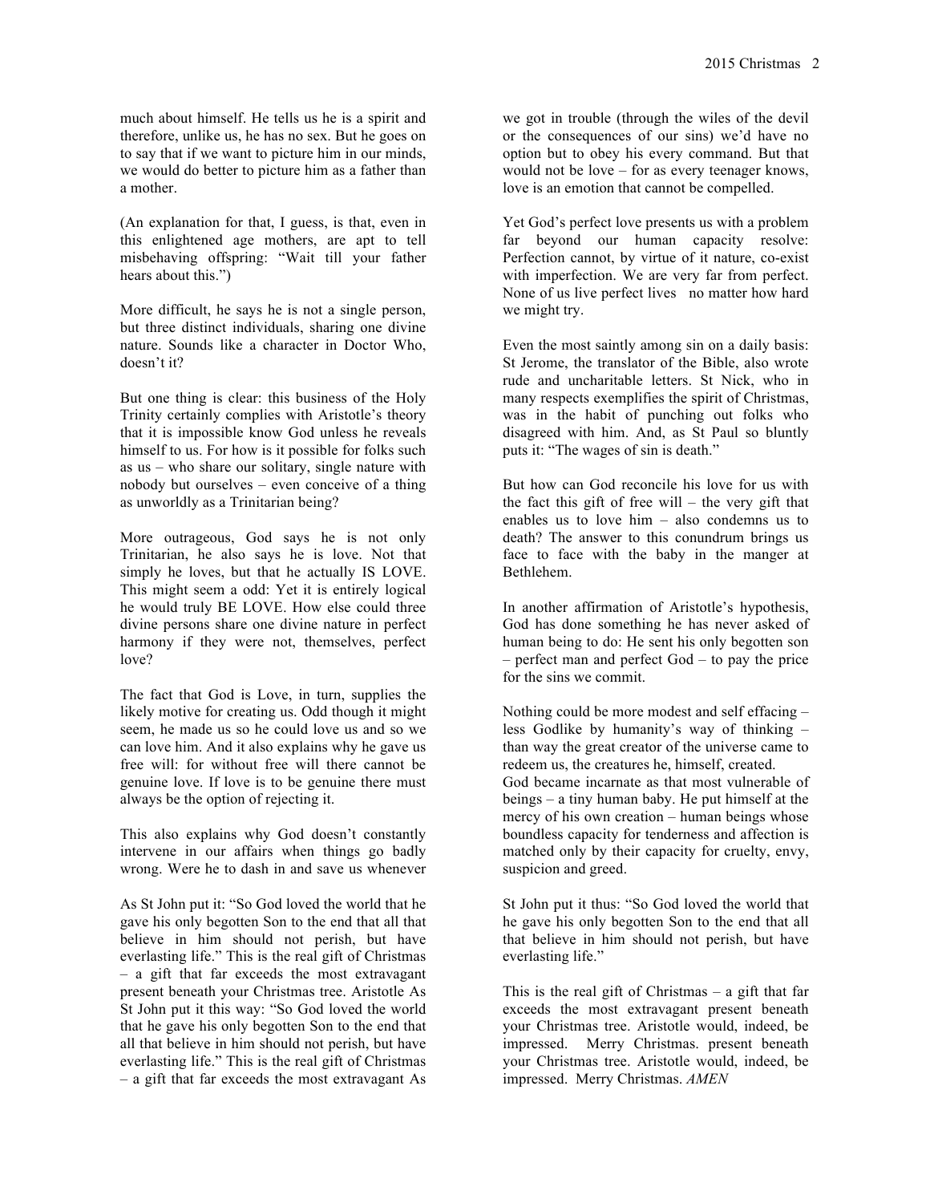much about himself. He tells us he is a spirit and therefore, unlike us, he has no sex. But he goes on to say that if we want to picture him in our minds, we would do better to picture him as a father than a mother.

(An explanation for that, I guess, is that, even in this enlightened age mothers, are apt to tell misbehaving offspring: "Wait till your father hears about this.")

More difficult, he says he is not a single person, but three distinct individuals, sharing one divine nature. Sounds like a character in Doctor Who, doesn't it?

But one thing is clear: this business of the Holy Trinity certainly complies with Aristotle's theory that it is impossible know God unless he reveals himself to us. For how is it possible for folks such as us – who share our solitary, single nature with nobody but ourselves – even conceive of a thing as unworldly as a Trinitarian being?

More outrageous, God says he is not only Trinitarian, he also says he is love. Not that simply he loves, but that he actually IS LOVE. This might seem a odd: Yet it is entirely logical he would truly BE LOVE. How else could three divine persons share one divine nature in perfect harmony if they were not, themselves, perfect love?

The fact that God is Love, in turn, supplies the likely motive for creating us. Odd though it might seem, he made us so he could love us and so we can love him. And it also explains why he gave us free will: for without free will there cannot be genuine love. If love is to be genuine there must always be the option of rejecting it.

This also explains why God doesn't constantly intervene in our affairs when things go badly wrong. Were he to dash in and save us whenever

As St John put it: "So God loved the world that he gave his only begotten Son to the end that all that believe in him should not perish, but have everlasting life." This is the real gift of Christmas – a gift that far exceeds the most extravagant present beneath your Christmas tree. Aristotle As St John put it this way: "So God loved the world that he gave his only begotten Son to the end that all that believe in him should not perish, but have everlasting life." This is the real gift of Christmas – a gift that far exceeds the most extravagant As

we got in trouble (through the wiles of the devil or the consequences of our sins) we'd have no option but to obey his every command. But that would not be love – for as every teenager knows, love is an emotion that cannot be compelled.

Yet God's perfect love presents us with a problem far beyond our human capacity resolve: Perfection cannot, by virtue of it nature, co-exist with imperfection. We are very far from perfect. None of us live perfect lives no matter how hard we might try.

Even the most saintly among sin on a daily basis: St Jerome, the translator of the Bible, also wrote rude and uncharitable letters. St Nick, who in many respects exemplifies the spirit of Christmas, was in the habit of punching out folks who disagreed with him. And, as St Paul so bluntly puts it: "The wages of sin is death."

But how can God reconcile his love for us with the fact this gift of free will – the very gift that enables us to love him – also condemns us to death? The answer to this conundrum brings us face to face with the baby in the manger at Bethlehem.

In another affirmation of Aristotle's hypothesis, God has done something he has never asked of human being to do: He sent his only begotten son – perfect man and perfect God – to pay the price for the sins we commit.

Nothing could be more modest and self effacing – less Godlike by humanity's way of thinking – than way the great creator of the universe came to redeem us, the creatures he, himself, created.
God became incarnate as that most vulnerable of beings – a tiny human baby. He put himself at the mercy of his own creation – human beings whose boundless capacity for tenderness and affection is matched only by their capacity for cruelty, envy, suspicion and greed.

St John put it thus: "So God loved the world that he gave his only begotten Son to the end that all that believe in him should not perish, but have everlasting life."

This is the real gift of Christmas – a gift that far exceeds the most extravagant present beneath your Christmas tree. Aristotle would, indeed, be impressed. Merry Christmas. present beneath your Christmas tree. Aristotle would, indeed, be impressed. Merry Christmas. *AMEN*